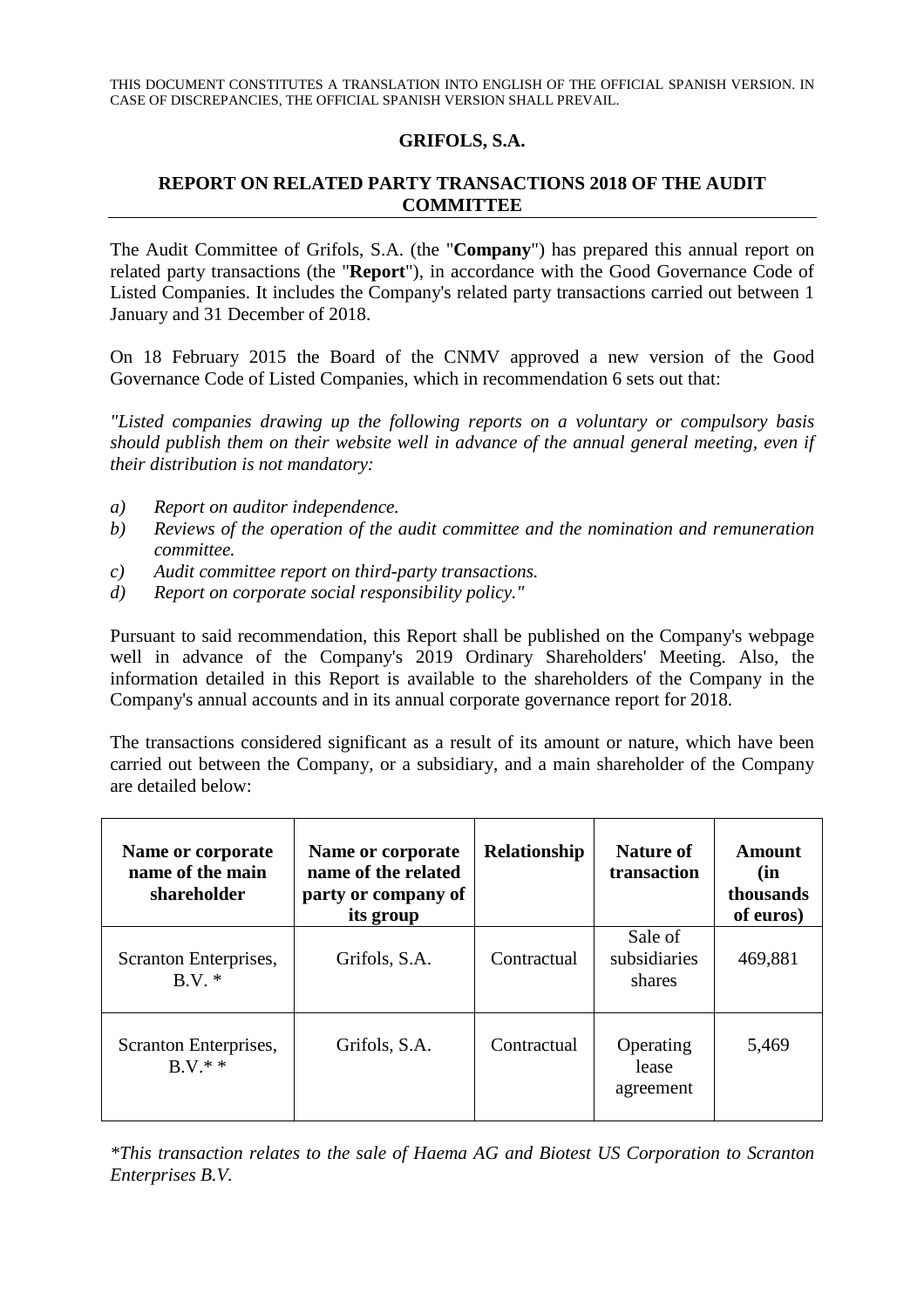THIS DOCUMENT CONSTITUTES A TRANSLATION INTO ENGLISH OF THE OFFICIAL SPANISH VERSION. IN CASE OF DISCREPANCIES, THE OFFICIAL SPANISH VERSION SHALL PREVAIL.

# GRIFOLS, S.A.

## REPORT ON RELATED PARTY TRANSACTIONS 2018 OF THE AUDIT COMMITTEE

The Audit Committee of Grifols, S.A. (the "**Company**") has prepared this annual report on related party transactions (the "**Report**"), in accordance with the Good Governance Code of Listed Companies. It includes the Company's related party transactions carried out between 1 January and 31 December of 2018.

On 18 February 2015 the Board of the CNMV approved a new version of the Good Governance Code of Listed Companies, which in recommendation 6 sets out that:

*"Listed companies drawing up the following reports on a voluntary or compulsory basis should publish them on their website well in advance of the annual general meeting, even if their distribution is not mandatory:*

*a) Report on auditor independence.*
*b) Reviews of the operation of the audit committee and the nomination and remuneration committee.*
*c) Audit committee report on third-party transactions.*
*d) Report on corporate social responsibility policy."*

Pursuant to said recommendation, this Report shall be published on the Company's webpage well in advance of the Company's 2019 Ordinary Shareholders' Meeting. Also, the information detailed in this Report is available to the shareholders of the Company in the Company's annual accounts and in its annual corporate governance report for 2018.

The transactions considered significant as a result of its amount or nature, which have been carried out between the Company, or a subsidiary, and a main shareholder of the Company are detailed below:

| Name or corporate name of the main shareholder | Name or corporate name of the related party or company of its group | Relationship | Nature of transaction | Amount (in thousands of euros) |
|---|---|---|---|---|
| Scranton Enterprises, B.V. * | Grifols, S.A. | Contractual | Sale of subsidiaries shares | 469,881 |
| Scranton Enterprises, B.V.* * | Grifols, S.A. | Contractual | Operating lease agreement | 5,469 |

*\*This transaction relates to the sale of Haema AG and Biotest US Corporation to Scranton Enterprises B.V.*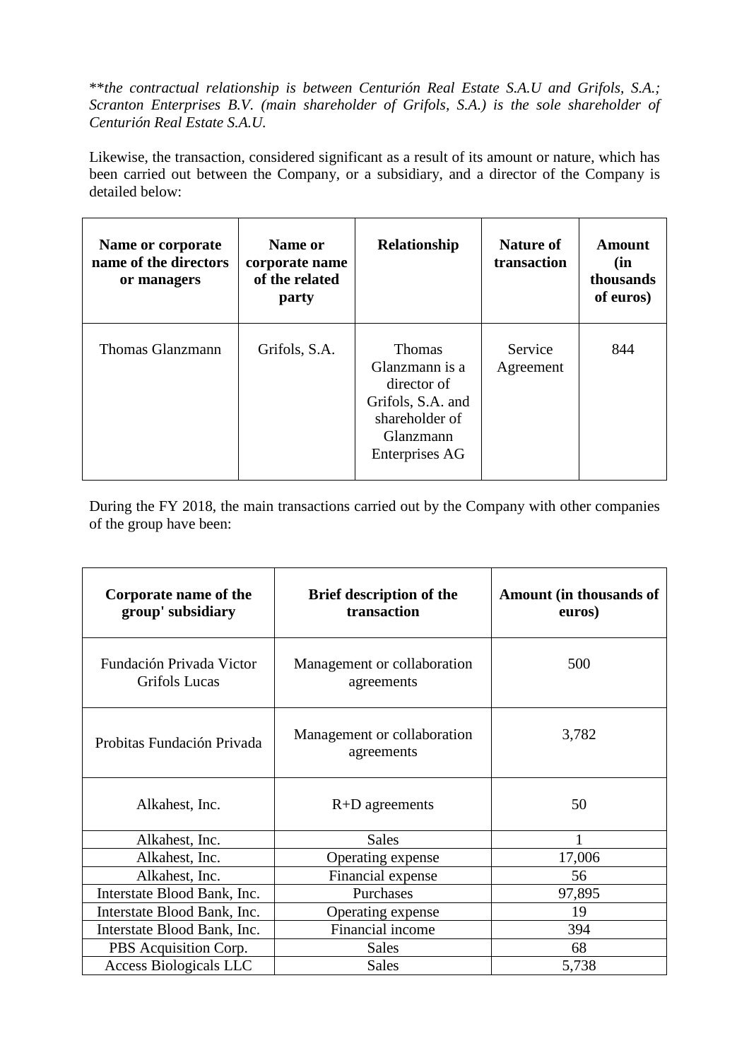*\*\*the contractual relationship is between Centurión Real Estate S.A.U and Grifols, S.A.; Scranton Enterprises B.V. (main shareholder of Grifols, S.A.) is the sole shareholder of Centurión Real Estate S.A.U.*

Likewise, the transaction, considered significant as a result of its amount or nature, which has been carried out between the Company, or a subsidiary, and a director of the Company is detailed below:

| Name or corporate name of the directors or managers | Name or corporate name of the related party | Relationship | Nature of transaction | Amount (in thousands of euros) |
|---|---|---|---|---|
| Thomas Glanzmann | Grifols, S.A. | Thomas Glanzmann is a director of Grifols, S.A. and shareholder of Glanzmann Enterprises AG | Service Agreement | 844 |

During the FY 2018, the main transactions carried out by the Company with other companies of the group have been:

| Corporate name of the group' subsidiary | Brief description of the transaction | Amount (in thousands of euros) |
|---|---|---|
| Fundación Privada Victor Grifols Lucas | Management or collaboration agreements | 500 |
| Probitas Fundación Privada | Management or collaboration agreements | 3,782 |
| Alkahest, Inc. | R+D agreements | 50 |
| Alkahest, Inc. | Sales | 1 |
| Alkahest, Inc. | Operating expense | 17,006 |
| Alkahest, Inc. | Financial expense | 56 |
| Interstate Blood Bank, Inc. | Purchases | 97,895 |
| Interstate Blood Bank, Inc. | Operating expense | 19 |
| Interstate Blood Bank, Inc. | Financial income | 394 |
| PBS Acquisition Corp. | Sales | 68 |
| Access Biologicals LLC | Sales | 5,738 |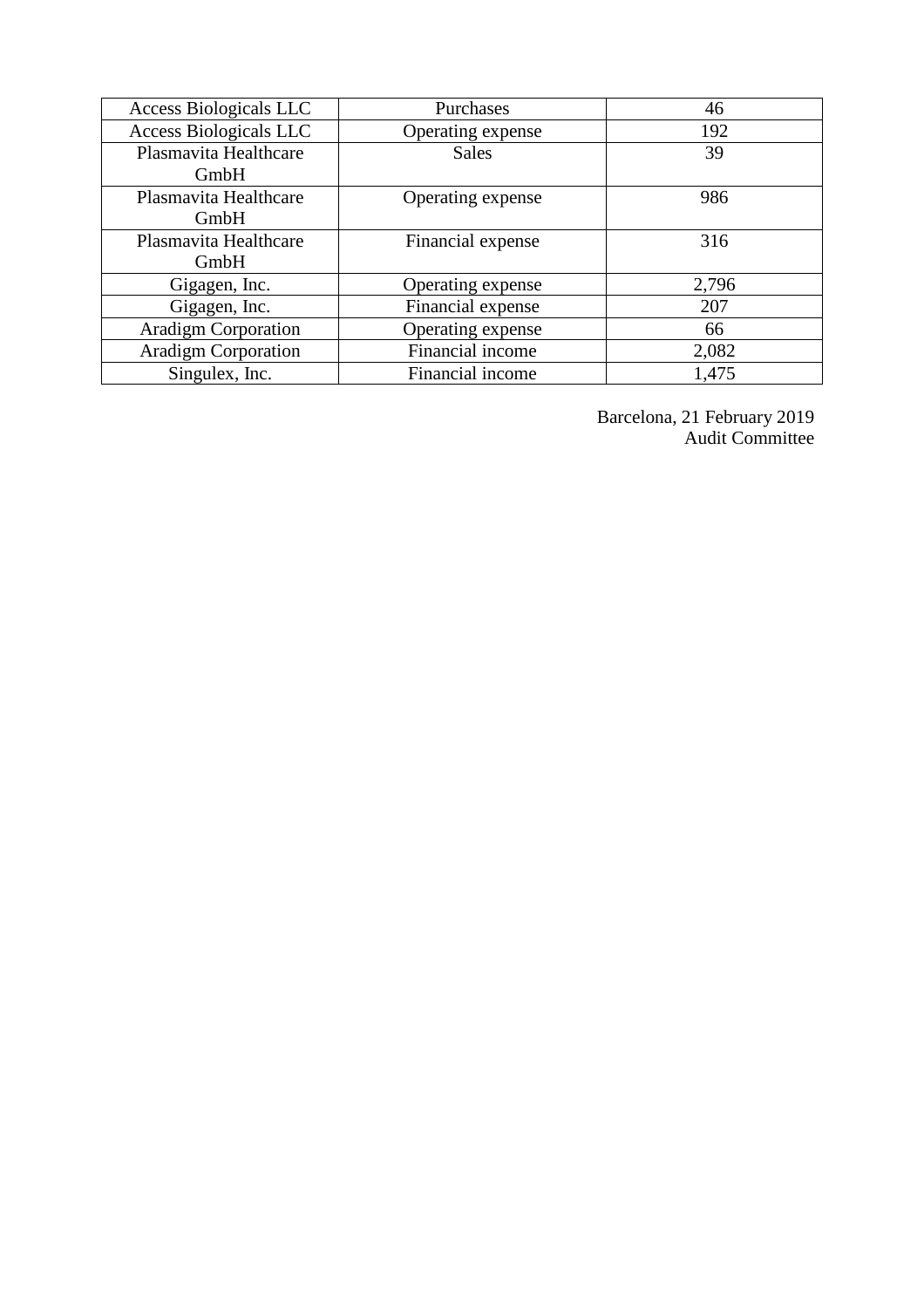| | | |
|---|---|---|
| Access Biologicals LLC | Purchases | 46 |
| Access Biologicals LLC | Operating expense | 192 |
| Plasmavita Healthcare GmbH | Sales | 39 |
| Plasmavita Healthcare GmbH | Operating expense | 986 |
| Plasmavita Healthcare GmbH | Financial expense | 316 |
| Gigagen, Inc. | Operating expense | 2,796 |
| Gigagen, Inc. | Financial expense | 207 |
| Aradigm Corporation | Operating expense | 66 |
| Aradigm Corporation | Financial income | 2,082 |
| Singulex, Inc. | Financial income | 1,475 |

Barcelona, 21 February 2019
Audit Committee